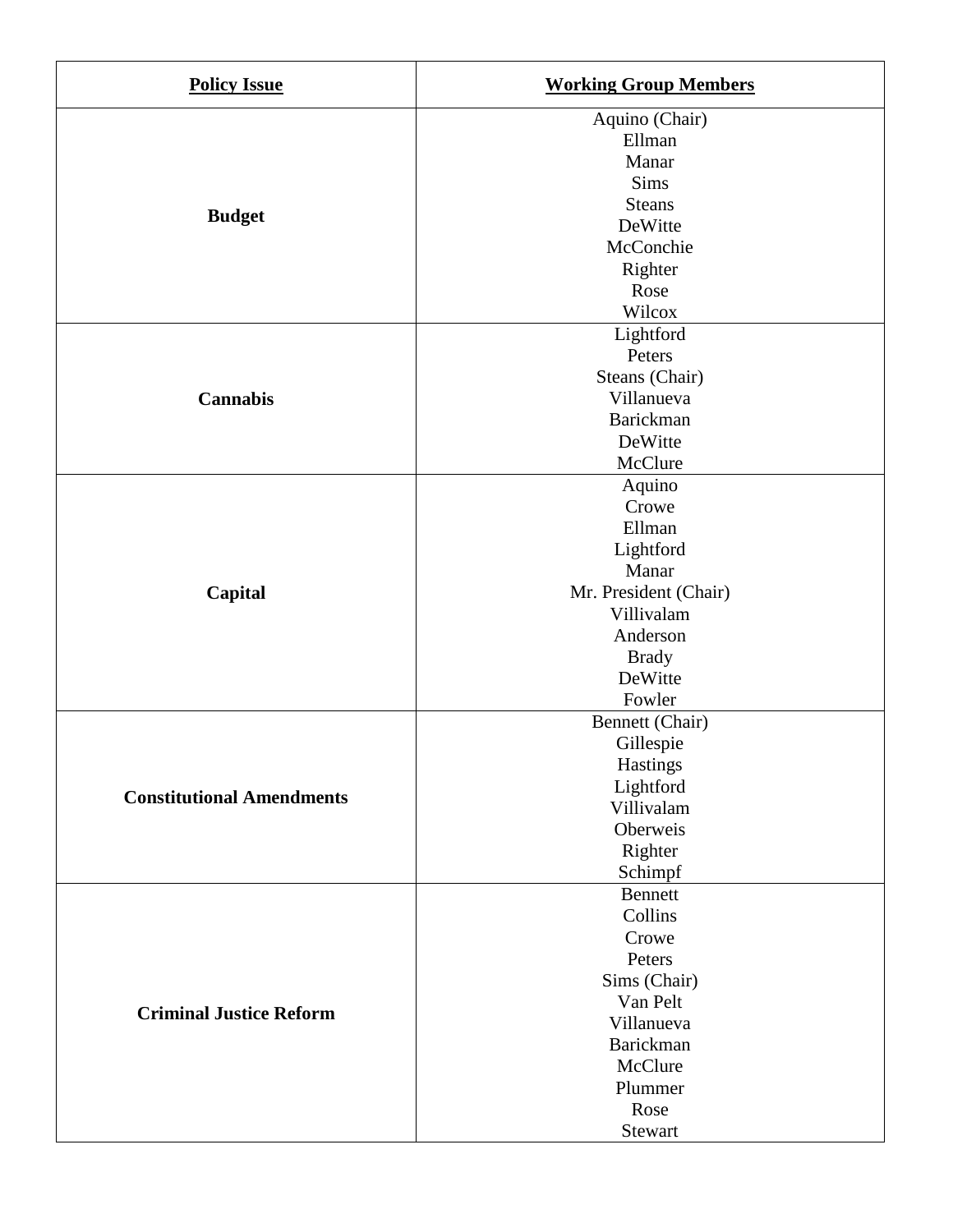| **Policy Issue** | **Working Group Members** |
|---|---|
| **Budget** | Aquino (Chair)<br>Ellman<br>Manar<br>Sims<br>Steans<br>DeWitte<br>McConchie<br>Righter<br>Rose<br>Wilcox |
| **Cannabis** | Lightford<br>Peters<br>Steans (Chair)<br>Villanueva<br>Barickman<br>DeWitte<br>McClure |
| **Capital** | Aquino<br>Crowe<br>Ellman<br>Lightford<br>Manar<br>Mr. President (Chair)<br>Villivalam<br>Anderson<br>Brady<br>DeWitte<br>Fowler |
| **Constitutional Amendments** | Bennett (Chair)<br>Gillespie<br>Hastings<br>Lightford<br>Villivalam<br>Oberweis<br>Righter<br>Schimpf |
| **Criminal Justice Reform** | Bennett<br>Collins<br>Crowe<br>Peters<br>Sims (Chair)<br>Van Pelt<br>Villanueva<br>Barickman<br>McClure<br>Plummer<br>Rose<br>Stewart |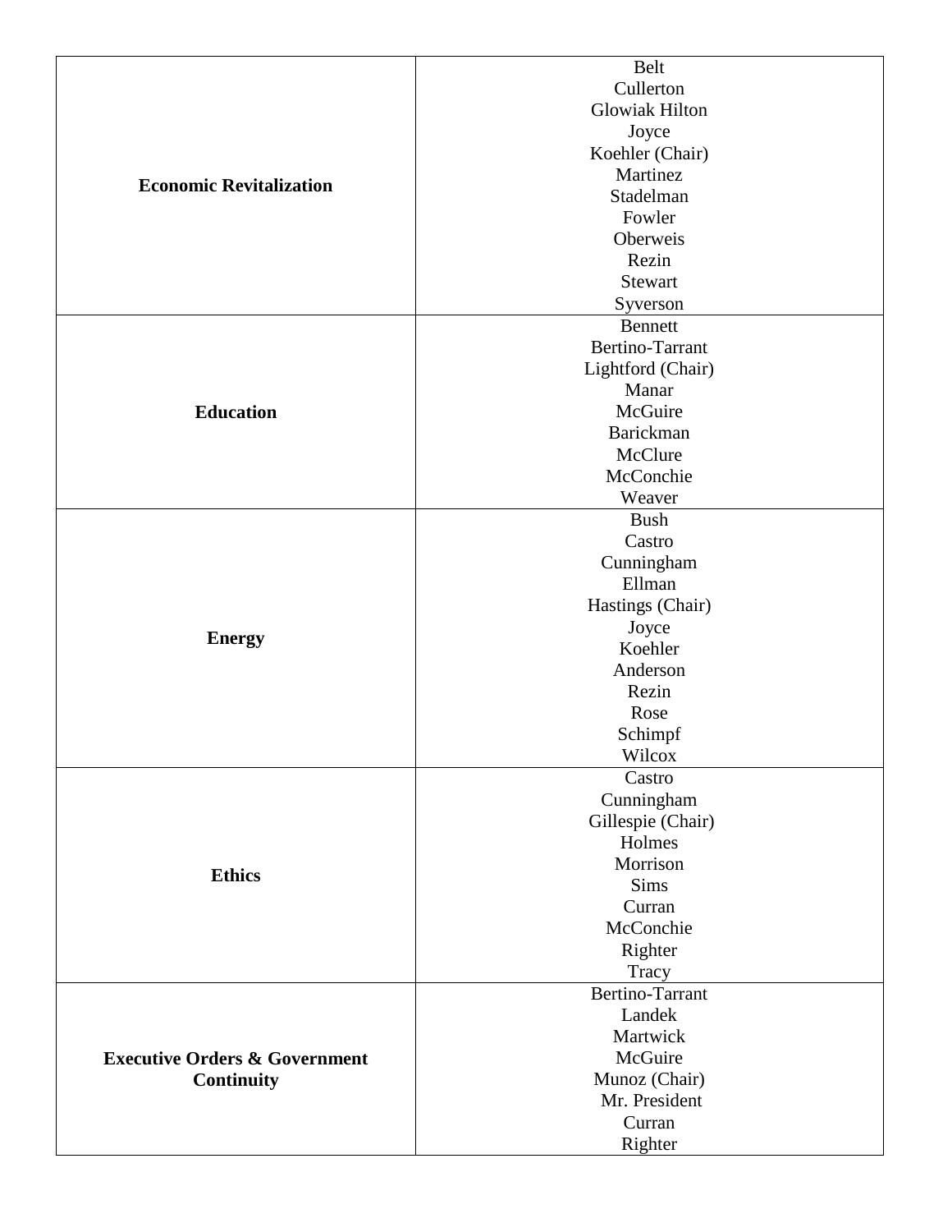| | |
|---|---|
| **Economic Revitalization** | Belt<br>Cullerton<br>Glowiak Hilton<br>Joyce<br>Koehler (Chair)<br>Martinez<br>Stadelman<br>Fowler<br>Oberweis<br>Rezin<br>Stewart<br>Syverson |
| **Education** | Bennett<br>Bertino-Tarrant<br>Lightford (Chair)<br>Manar<br>McGuire<br>Barickman<br>McClure<br>McConchie<br>Weaver |
| **Energy** | Bush<br>Castro<br>Cunningham<br>Ellman<br>Hastings (Chair)<br>Joyce<br>Koehler<br>Anderson<br>Rezin<br>Rose<br>Schimpf<br>Wilcox |
| **Ethics** | Castro<br>Cunningham<br>Gillespie (Chair)<br>Holmes<br>Morrison<br>Sims<br>Curran<br>McConchie<br>Righter<br>Tracy |
| **Executive Orders & Government Continuity** | Bertino-Tarrant<br>Landek<br>Martwick<br>McGuire<br>Munoz (Chair)<br>Mr. President<br>Curran<br>Righter |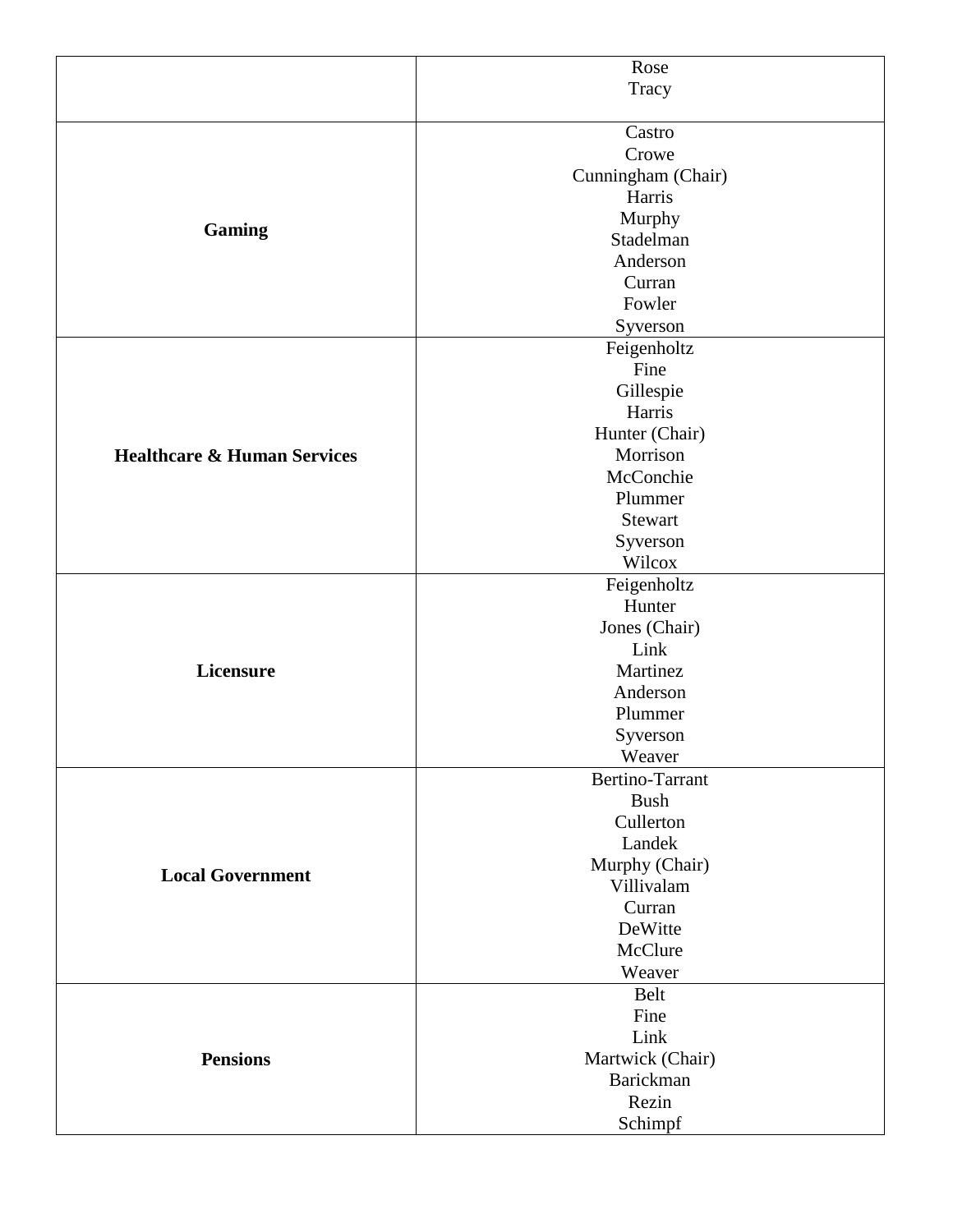| | |
|---|---|
| | Rose<br>Tracy |
| **Gaming** | Castro<br>Crowe<br>Cunningham (Chair)<br>Harris<br>Murphy<br>Stadelman<br>Anderson<br>Curran<br>Fowler<br>Syverson |
| **Healthcare & Human Services** | Feigenholtz<br>Fine<br>Gillespie<br>Harris<br>Hunter (Chair)<br>Morrison<br>McConchie<br>Plummer<br>Stewart<br>Syverson<br>Wilcox |
| **Licensure** | Feigenholtz<br>Hunter<br>Jones (Chair)<br>Link<br>Martinez<br>Anderson<br>Plummer<br>Syverson<br>Weaver |
| **Local Government** | Bertino-Tarrant<br>Bush<br>Cullerton<br>Landek<br>Murphy (Chair)<br>Villivalam<br>Curran<br>DeWitte<br>McClure<br>Weaver |
| **Pensions** | Belt<br>Fine<br>Link<br>Martwick (Chair)<br>Barickman<br>Rezin<br>Schimpf |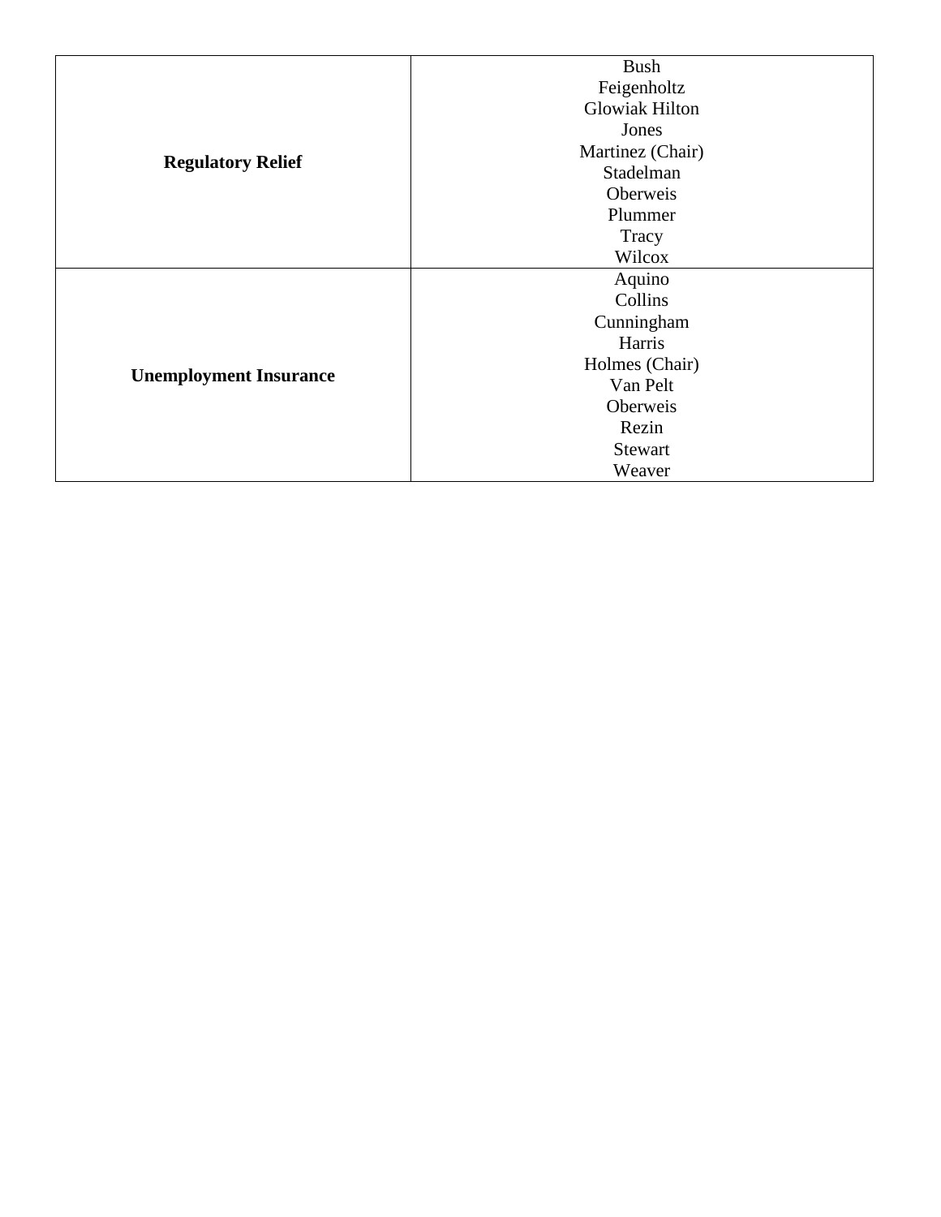| | |
|---|---|
| **Regulatory Relief** | Bush<br>Feigenholtz<br>Glowiak Hilton<br>Jones<br>Martinez (Chair)<br>Stadelman<br>Oberweis<br>Plummer<br>Tracy<br>Wilcox |
| **Unemployment Insurance** | Aquino<br>Collins<br>Cunningham<br>Harris<br>Holmes (Chair)<br>Van Pelt<br>Oberweis<br>Rezin<br>Stewart<br>Weaver |